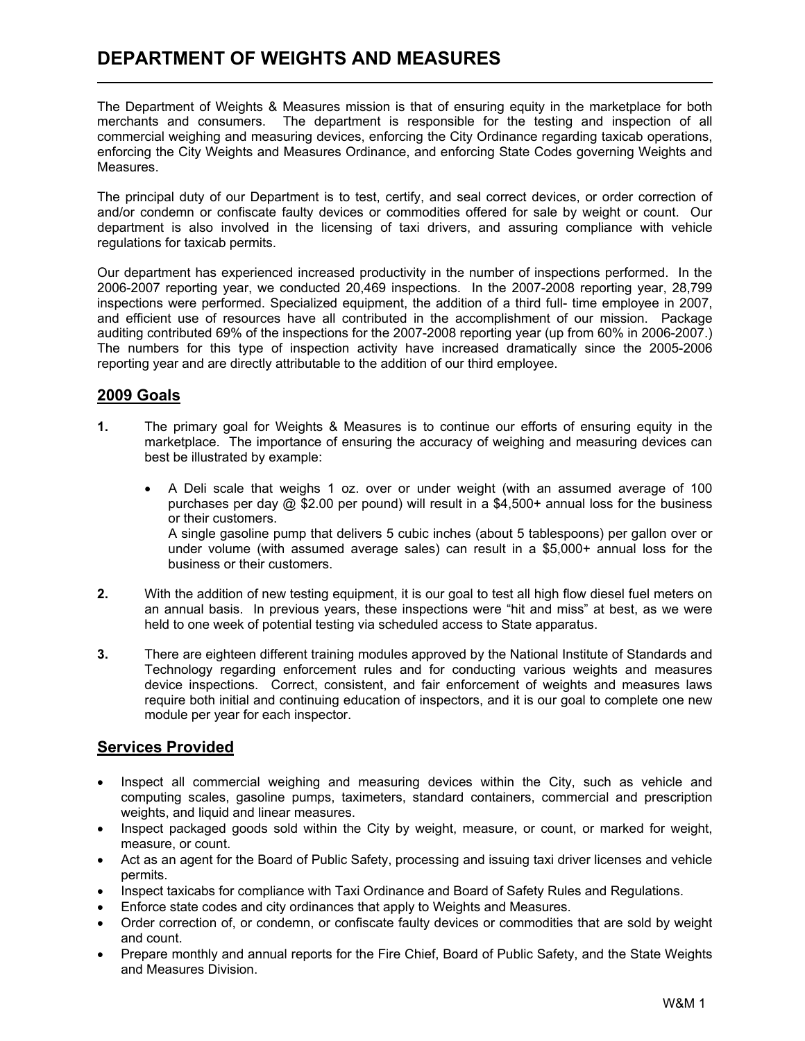# DEPARTMENT OF WEIGHTS AND MEASURES

The Department of Weights & Measures mission is that of ensuring equity in the marketplace for both merchants and consumers. The department is responsible for the testing and inspection of all commercial weighing and measuring devices, enforcing the City Ordinance regarding taxicab operations, enforcing the City Weights and Measures Ordinance, and enforcing State Codes governing Weights and Measures.

The principal duty of our Department is to test, certify, and seal correct devices, or order correction of and/or condemn or confiscate faulty devices or commodities offered for sale by weight or count. Our department is also involved in the licensing of taxi drivers, and assuring compliance with vehicle regulations for taxicab permits.

Our department has experienced increased productivity in the number of inspections performed. In the 2006-2007 reporting year, we conducted 20,469 inspections. In the 2007-2008 reporting year, 28,799 inspections were performed. Specialized equipment, the addition of a third full- time employee in 2007, and efficient use of resources have all contributed in the accomplishment of our mission. Package auditing contributed 69% of the inspections for the 2007-2008 reporting year (up from 60% in 2006-2007.) The numbers for this type of inspection activity have increased dramatically since the 2005-2006 reporting year and are directly attributable to the addition of our third employee.

## 2009 Goals

**1.** The primary goal for Weights & Measures is to continue our efforts of ensuring equity in the marketplace. The importance of ensuring the accuracy of weighing and measuring devices can best be illustrated by example:

- A Deli scale that weighs 1 oz. over or under weight (with an assumed average of 100 purchases per day @ $2.00 per pound) will result in a $4,500+ annual loss for the business or their customers.
  A single gasoline pump that delivers 5 cubic inches (about 5 tablespoons) per gallon over or under volume (with assumed average sales) can result in a $5,000+ annual loss for the business or their customers.

**2.** With the addition of new testing equipment, it is our goal to test all high flow diesel fuel meters on an annual basis. In previous years, these inspections were "hit and miss" at best, as we were held to one week of potential testing via scheduled access to State apparatus.

**3.** There are eighteen different training modules approved by the National Institute of Standards and Technology regarding enforcement rules and for conducting various weights and measures device inspections. Correct, consistent, and fair enforcement of weights and measures laws require both initial and continuing education of inspectors, and it is our goal to complete one new module per year for each inspector.

## Services Provided

- Inspect all commercial weighing and measuring devices within the City, such as vehicle and computing scales, gasoline pumps, taximeters, standard containers, commercial and prescription weights, and liquid and linear measures.
- Inspect packaged goods sold within the City by weight, measure, or count, or marked for weight, measure, or count.
- Act as an agent for the Board of Public Safety, processing and issuing taxi driver licenses and vehicle permits.
- Inspect taxicabs for compliance with Taxi Ordinance and Board of Safety Rules and Regulations.
- Enforce state codes and city ordinances that apply to Weights and Measures.
- Order correction of, or condemn, or confiscate faulty devices or commodities that are sold by weight and count.
- Prepare monthly and annual reports for the Fire Chief, Board of Public Safety, and the State Weights and Measures Division.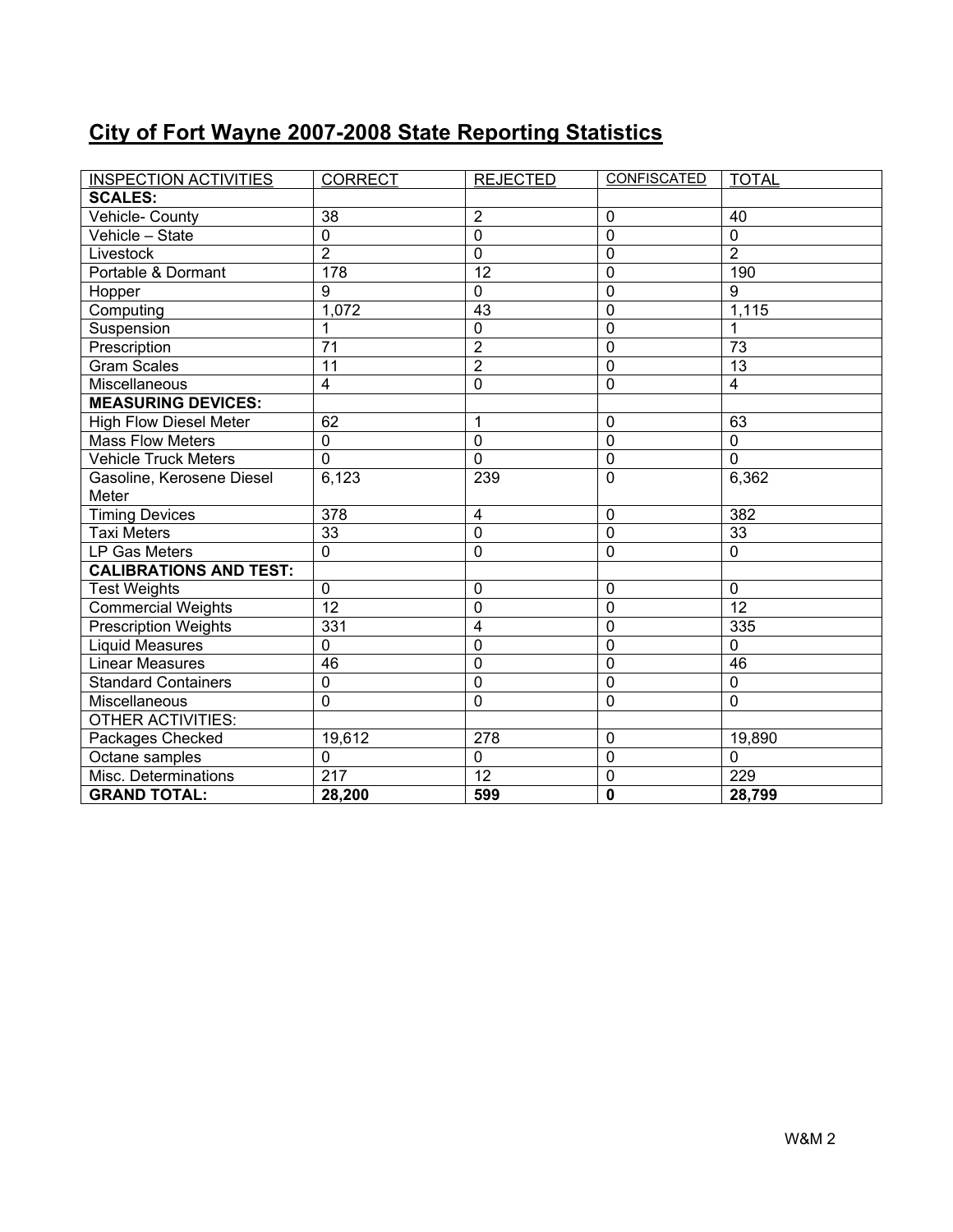# City of Fort Wayne 2007-2008 State Reporting Statistics

| INSPECTION ACTIVITIES | CORRECT | REJECTED | CONFISCATED | TOTAL |
|---|---|---|---|---|
| **SCALES:** | | | | |
| Vehicle- County | 38 | 2 | 0 | 40 |
| Vehicle – State | 0 | 0 | 0 | 0 |
| Livestock | 2 | 0 | 0 | 2 |
| Portable & Dormant | 178 | 12 | 0 | 190 |
| Hopper | 9 | 0 | 0 | 9 |
| Computing | 1,072 | 43 | 0 | 1,115 |
| Suspension | 1 | 0 | 0 | 1 |
| Prescription | 71 | 2 | 0 | 73 |
| Gram Scales | 11 | 2 | 0 | 13 |
| Miscellaneous | 4 | 0 | 0 | 4 |
| **MEASURING DEVICES:** | | | | |
| High Flow Diesel Meter | 62 | 1 | 0 | 63 |
| Mass Flow Meters | 0 | 0 | 0 | 0 |
| Vehicle Truck Meters | 0 | 0 | 0 | 0 |
| Gasoline, Kerosene Diesel Meter | 6,123 | 239 | 0 | 6,362 |
| Timing Devices | 378 | 4 | 0 | 382 |
| Taxi Meters | 33 | 0 | 0 | 33 |
| LP Gas Meters | 0 | 0 | 0 | 0 |
| **CALIBRATIONS AND TEST:** | | | | |
| Test Weights | 0 | 0 | 0 | 0 |
| Commercial Weights | 12 | 0 | 0 | 12 |
| Prescription Weights | 331 | 4 | 0 | 335 |
| Liquid Measures | 0 | 0 | 0 | 0 |
| Linear Measures | 46 | 0 | 0 | 46 |
| Standard Containers | 0 | 0 | 0 | 0 |
| Miscellaneous | 0 | 0 | 0 | 0 |
| OTHER ACTIVITIES: | | | | |
| Packages Checked | 19,612 | 278 | 0 | 19,890 |
| Octane samples | 0 | 0 | 0 | 0 |
| Misc. Determinations | 217 | 12 | 0 | 229 |
| **GRAND TOTAL:** | **28,200** | **599** | **0** | **28,799** |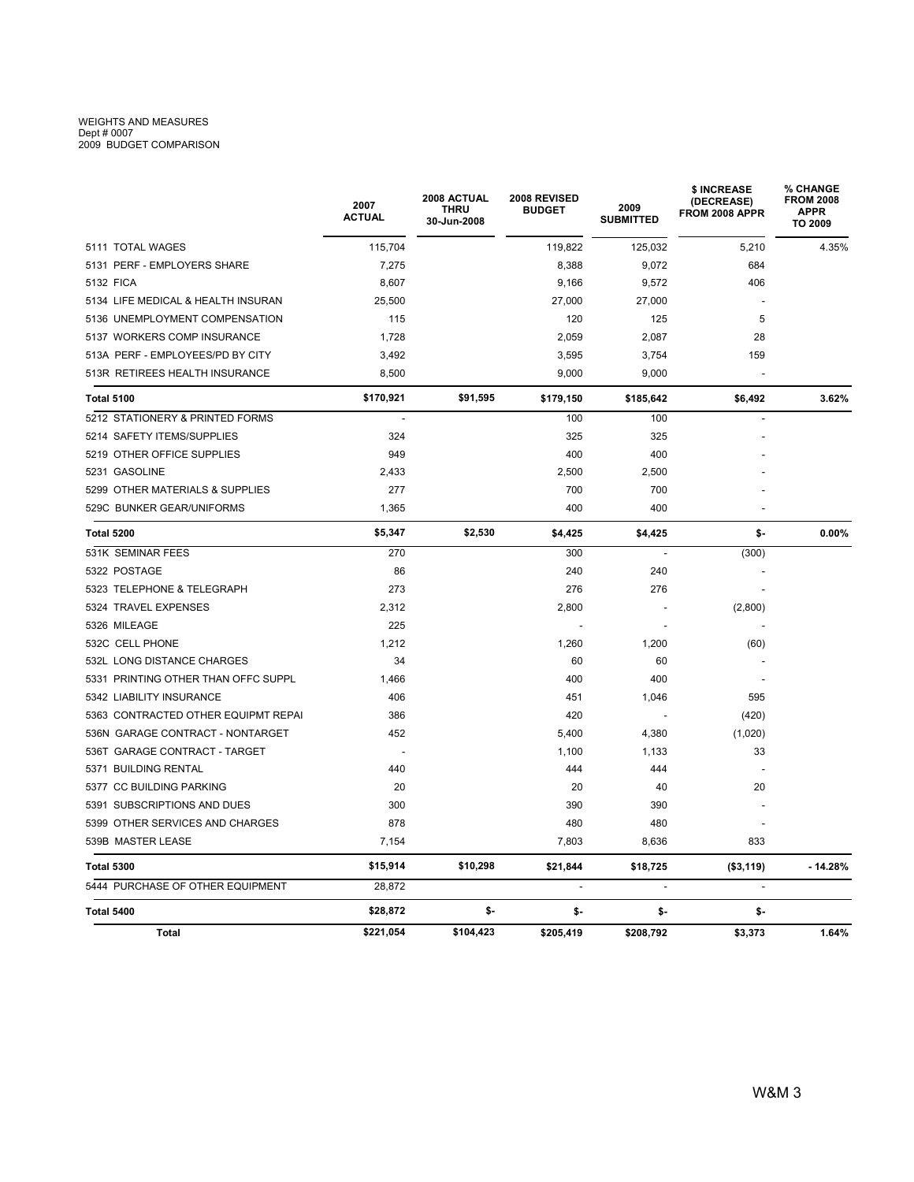WEIGHTS AND MEASURES
Dept # 0007
2009 BUDGET COMPARISON

| | 2007 ACTUAL | 2008 ACTUAL THRU 30-Jun-2008 | 2008 REVISED BUDGET | 2009 SUBMITTED | $ INCREASE (DECREASE) FROM 2008 APPR | % CHANGE FROM 2008 APPR TO 2009 |
|---|---|---|---|---|---|---|
| 5111 TOTAL WAGES | 115,704 | | 119,822 | 125,032 | 5,210 | 4.35% |
| 5131 PERF - EMPLOYERS SHARE | 7,275 | | 8,388 | 9,072 | 684 | |
| 5132 FICA | 8,607 | | 9,166 | 9,572 | 406 | |
| 5134 LIFE MEDICAL & HEALTH INSURAN | 25,500 | | 27,000 | 27,000 | - | |
| 5136 UNEMPLOYMENT COMPENSATION | 115 | | 120 | 125 | 5 | |
| 5137 WORKERS COMP INSURANCE | 1,728 | | 2,059 | 2,087 | 28 | |
| 513A PERF - EMPLOYEES/PD BY CITY | 3,492 | | 3,595 | 3,754 | 159 | |
| 513R RETIREES HEALTH INSURANCE | 8,500 | | 9,000 | 9,000 | - | |
| **Total 5100** | **$170,921** | **$91,595** | **$179,150** | **$185,642** | **$6,492** | **3.62%** |
| 5212 STATIONERY & PRINTED FORMS | - | | 100 | 100 | - | |
| 5214 SAFETY ITEMS/SUPPLIES | 324 | | 325 | 325 | - | |
| 5219 OTHER OFFICE SUPPLIES | 949 | | 400 | 400 | - | |
| 5231 GASOLINE | 2,433 | | 2,500 | 2,500 | - | |
| 5299 OTHER MATERIALS & SUPPLIES | 277 | | 700 | 700 | - | |
| 529C BUNKER GEAR/UNIFORMS | 1,365 | | 400 | 400 | - | |
| **Total 5200** | **$5,347** | **$2,530** | **$4,425** | **$4,425** | **$-** | **0.00%** |
| 531K SEMINAR FEES | 270 | | 300 | - | (300) | |
| 5322 POSTAGE | 86 | | 240 | 240 | - | |
| 5323 TELEPHONE & TELEGRAPH | 273 | | 276 | 276 | - | |
| 5324 TRAVEL EXPENSES | 2,312 | | 2,800 | - | (2,800) | |
| 5326 MILEAGE | 225 | | - | - | - | |
| 532C CELL PHONE | 1,212 | | 1,260 | 1,200 | (60) | |
| 532L LONG DISTANCE CHARGES | 34 | | 60 | 60 | - | |
| 5331 PRINTING OTHER THAN OFFC SUPPL | 1,466 | | 400 | 400 | - | |
| 5342 LIABILITY INSURANCE | 406 | | 451 | 1,046 | 595 | |
| 5363 CONTRACTED OTHER EQUIPMT REPAI | 386 | | 420 | - | (420) | |
| 536N GARAGE CONTRACT - NONTARGET | 452 | | 5,400 | 4,380 | (1,020) | |
| 536T GARAGE CONTRACT - TARGET | - | | 1,100 | 1,133 | 33 | |
| 5371 BUILDING RENTAL | 440 | | 444 | 444 | - | |
| 5377 CC BUILDING PARKING | 20 | | 20 | 40 | 20 | |
| 5391 SUBSCRIPTIONS AND DUES | 300 | | 390 | 390 | - | |
| 5399 OTHER SERVICES AND CHARGES | 878 | | 480 | 480 | - | |
| 539B MASTER LEASE | 7,154 | | 7,803 | 8,636 | 833 | |
| **Total 5300** | **$15,914** | **$10,298** | **$21,844** | **$18,725** | **($3,119)** | **-14.28%** |
| 5444 PURCHASE OF OTHER EQUIPMENT | 28,872 | | - | - | - | |
| **Total 5400** | **$28,872** | **$-** | **$-** | **$-** | **$-** | |
| **Total** | **$221,054** | **$104,423** | **$205,419** | **$208,792** | **$3,373** | **1.64%** |

W&M 3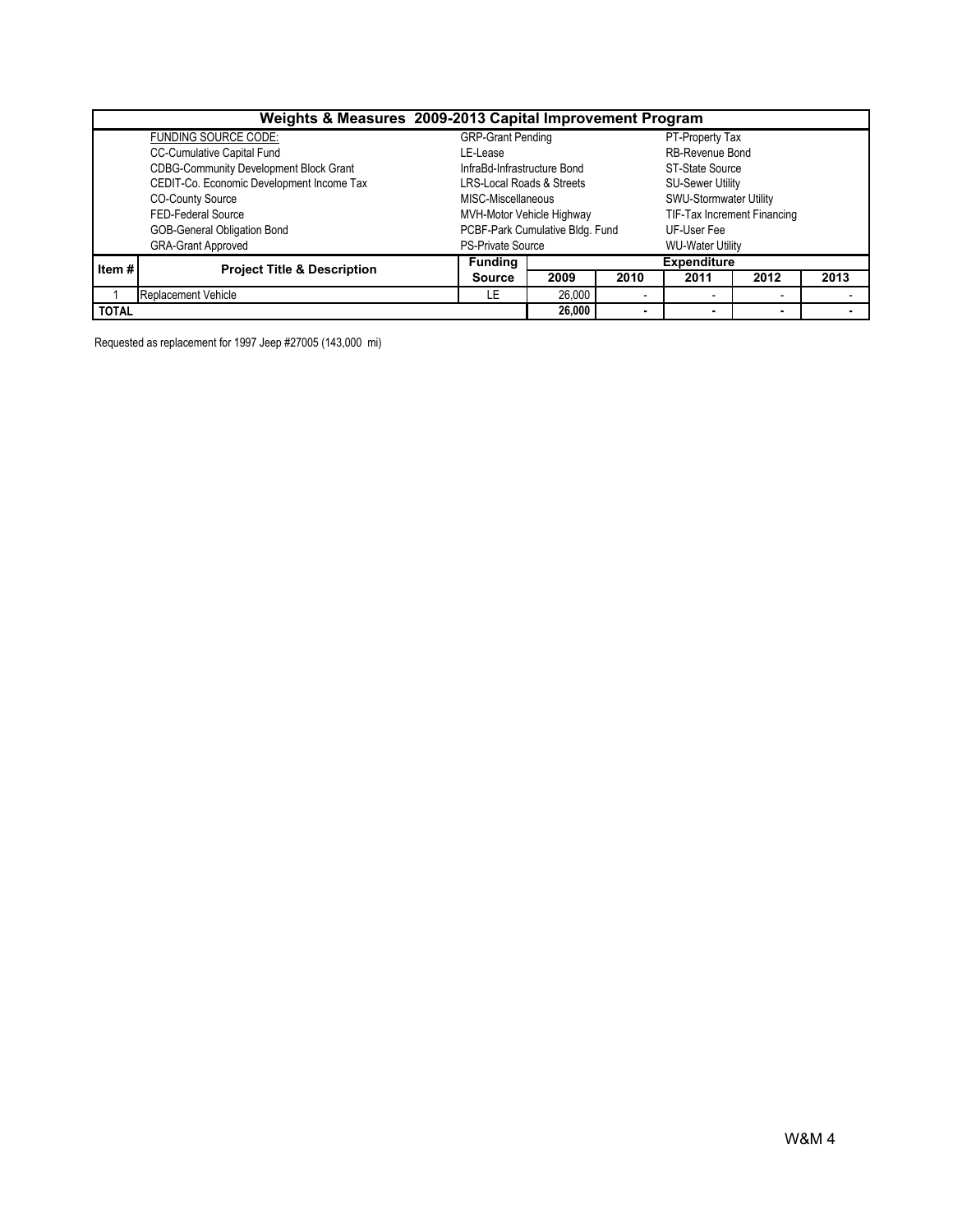## Weights & Measures 2009-2013 Capital Improvement Program

| FUNDING SOURCE CODE: | | |
|---|---|---|
| CC-Cumulative Capital Fund | GRP-Grant Pending | PT-Property Tax |
| CDBG-Community Development Block Grant | LE-Lease | RB-Revenue Bond |
| CEDIT-Co. Economic Development Income Tax | InfraBd-Infrastructure Bond | ST-State Source |
| CO-County Source | LRS-Local Roads & Streets | SU-Sewer Utility |
| FED-Federal Source | MISC-Miscellaneous | SWU-Stormwater Utility |
| GOB-General Obligation Bond | MVH-Motor Vehicle Highway | TIF-Tax Increment Financing |
| GRA-Grant Approved | PCBF-Park Cumulative Bldg. Fund | UF-User Fee |
| | PS-Private Source | WU-Water Utility |

| Item # | Project Title & Description | Funding Source | Expenditure | | | | |
|---|---|---|---|---|---|---|---|
| | | | 2009 | 2010 | 2011 | 2012 | 2013 |
| 1 | Replacement Vehicle | LE | 26,000 | - | - | - | - |
| TOTAL | | | 26,000 | - | - | - | - |

Requested as replacement for 1997 Jeep #27005 (143,000 mi)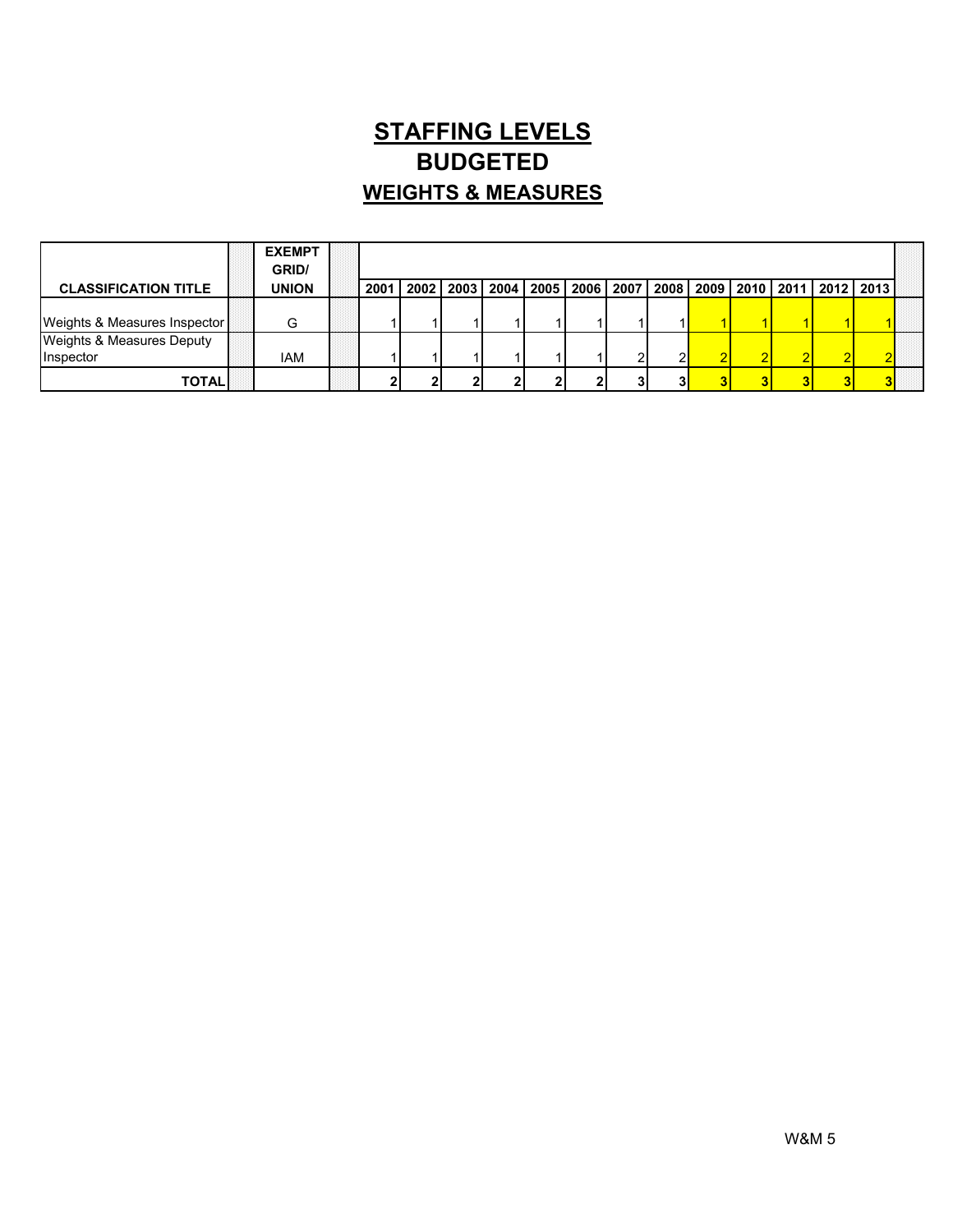# STAFFING LEVELS
# BUDGETED
## WEIGHTS & MEASURES

| CLASSIFICATION TITLE | EXEMPT GRID/ UNION | 2001 | 2002 | 2003 | 2004 | 2005 | 2006 | 2007 | 2008 | 2009 | 2010 | 2011 | 2012 | 2013 |
|---|---|---|---|---|---|---|---|---|---|---|---|---|---|---|
| Weights & Measures Inspector | G | 1 | 1 | 1 | 1 | 1 | 1 | 1 | 1 | 1 | 1 | 1 | 1 | 1 |
| Weights & Measures Deputy Inspector | IAM | 1 | 1 | 1 | 1 | 1 | 1 | 2 | 2 | 2 | 2 | 2 | 2 | 2 |
| **TOTAL** | | **2** | **2** | **2** | **2** | **2** | **2** | **3** | **3** | **3** | **3** | **3** | **3** | **3** |

W&M 5